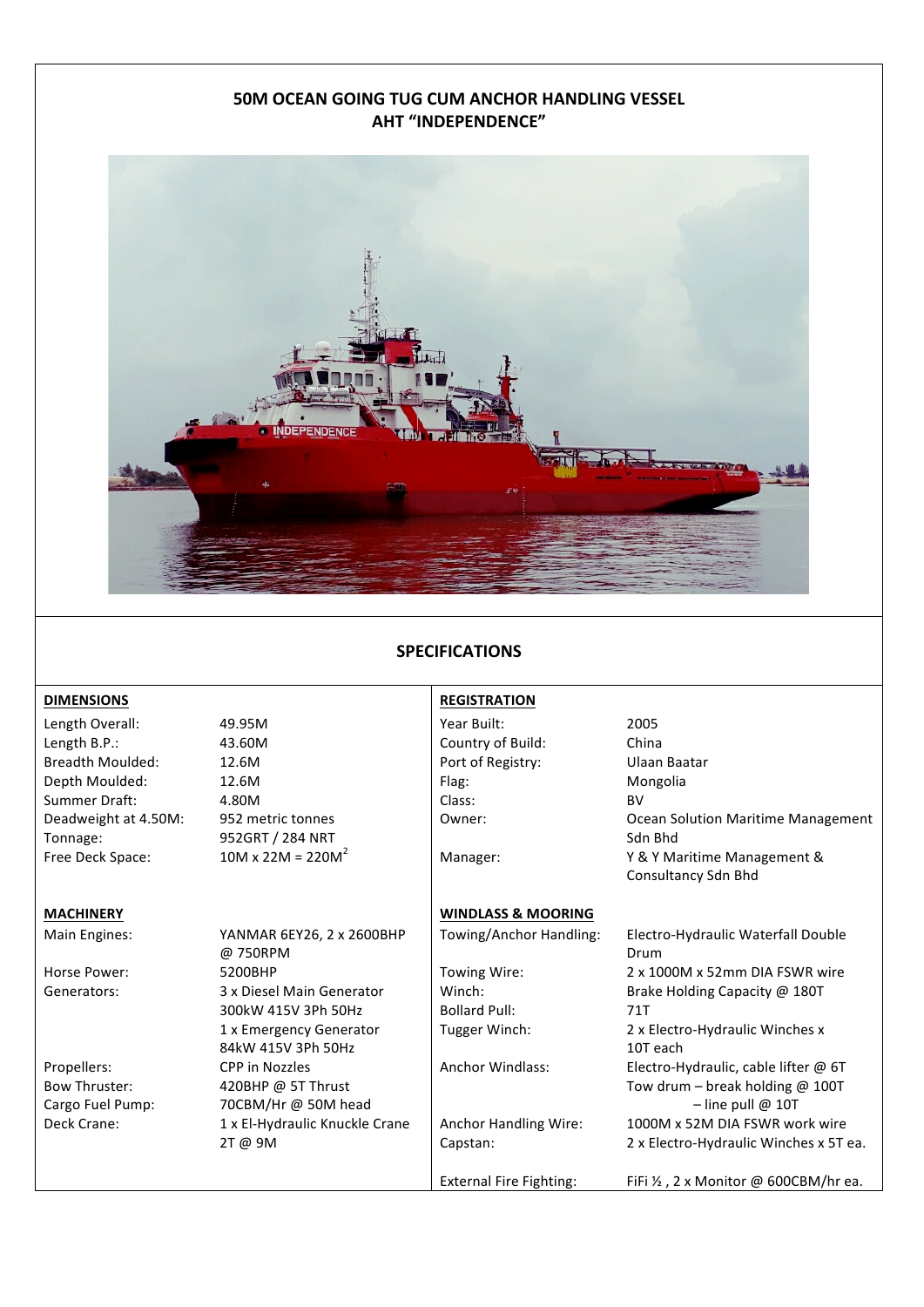# 50M OCEAN GOING TUG CUM ANCHOR HANDLING VESSEL
# AHT "INDEPENDENCE"

## SPECIFICATIONS

### DIMENSIONS

| | |
|---|---|
| Length Overall: | 49.95M |
| Length B.P.: | 43.60M |
| Breadth Moulded: | 12.6M |
| Depth Moulded: | 12.6M |
| Summer Draft: | 4.80M |
| Deadweight at 4.50M: | 952 metric tonnes |
| Tonnage: | 952GRT / 284 NRT |
| Free Deck Space: | 10M x 22M = 220M$^2$ |

### MACHINERY

| | |
|---|---|
| Main Engines: | YANMAR 6EY26, 2 x 2600BHP @ 750RPM |
| Horse Power: | 5200BHP |
| Generators: | 3 x Diesel Main Generator 300kW 415V 3Ph 50Hz; 1 x Emergency Generator 84kW 415V 3Ph 50Hz |
| Propellers: | CPP in Nozzles |
| Bow Thruster: | 420BHP @ 5T Thrust |
| Cargo Fuel Pump: | 70CBM/Hr @ 50M head |
| Deck Crane: | 1 x El-Hydraulic Knuckle Crane 2T @ 9M |

### REGISTRATION

| | |
|---|---|
| Year Built: | 2005 |
| Country of Build: | China |
| Port of Registry: | Ulaan Baatar |
| Flag: | Mongolia |
| Class: | BV |
| Owner: | Ocean Solution Maritime Management Sdn Bhd |
| Manager: | Y & Y Maritime Management & Consultancy Sdn Bhd |

### WINDLASS & MOORING

| | |
|---|---|
| Towing/Anchor Handling: | Electro-Hydraulic Waterfall Double Drum |
| Towing Wire: | 2 x 1000M x 52mm DIA FSWR wire |
| Winch: | Brake Holding Capacity @ 180T |
| Bollard Pull: | 71T |
| Tugger Winch: | 2 x Electro-Hydraulic Winches x 10T each |
| Anchor Windlass: | Electro-Hydraulic, cable lifter @ 6T; Tow drum – break holding @ 100T – line pull @ 10T |
| Anchor Handling Wire: | 1000M x 52M DIA FSWR work wire |
| Capstan: | 2 x Electro-Hydraulic Winches x 5T ea. |
| External Fire Fighting: | FiFi ½ , 2 x Monitor @ 600CBM/hr ea. |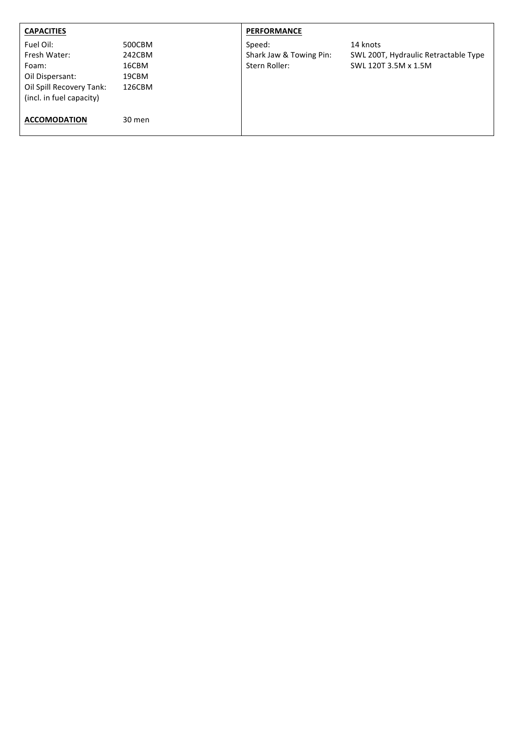| **CAPACITIES** | | **PERFORMANCE** | |
|---|---|---|---|
| Fuel Oil: | 500CBM | Speed: | 14 knots |
| Fresh Water: | 242CBM | Shark Jaw & Towing Pin: | SWL 200T, Hydraulic Retractable Type |
| Foam: | 16CBM | Stern Roller: | SWL 120T 3.5M x 1.5M |
| Oil Dispersant: | 19CBM | | |
| Oil Spill Recovery Tank: (incl. in fuel capacity) | 126CBM | | |
| **ACCOMODATION** | 30 men | | |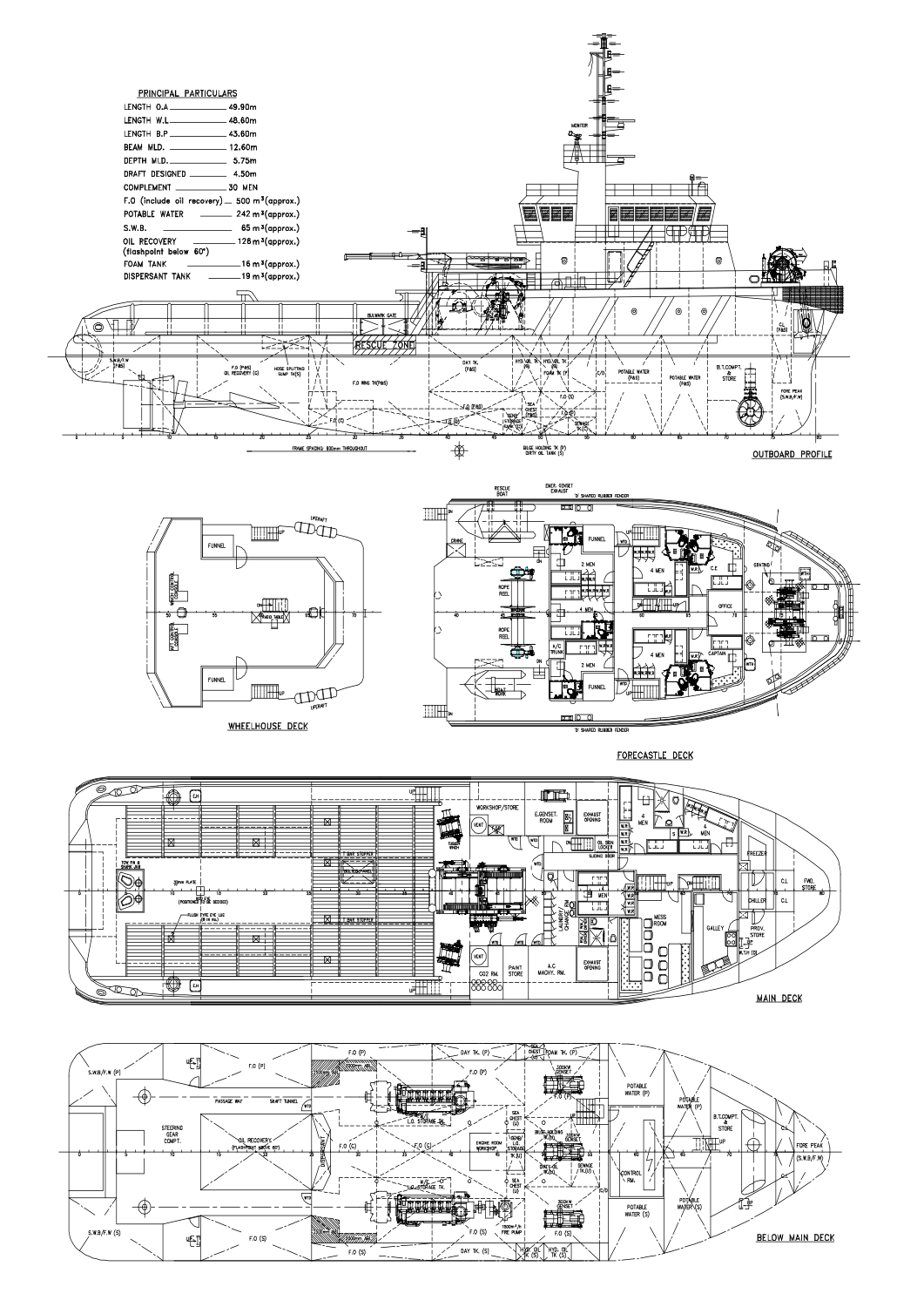PRINCIPAL PARTICULARS

| | |
|---|---|
| LENGTH O.A | 49.90m |
| LENGTH W.L | 48.60m |
| LENGTH B.P | 43.60m |
| BEAM MLD. | 12.60m |
| DEPTH MLD. | 5.75m |
| DRAFT DESIGNED | 4.50m |
| COMPLEMENT | 30 MEN |
| F.O (include oil recovery) | 500 m³(approx.) |
| POTABLE WATER | 242 m³(approx.) |
| S.W.B. | 65 m³(approx.) |
| OIL RECOVERY (flashpoint below 60°) | 126 m³(approx.) |
| FOAM TANK | 16 m³(approx.) |
| DISPERSANT TANK | 19 m³(approx.) |

FRAME SPACING 600mm THROUGHOUT

OUTBOARD PROFILE

WHEELHOUSE DECK

FORECASTLE DECK

MAIN DECK

BELOW MAIN DECK